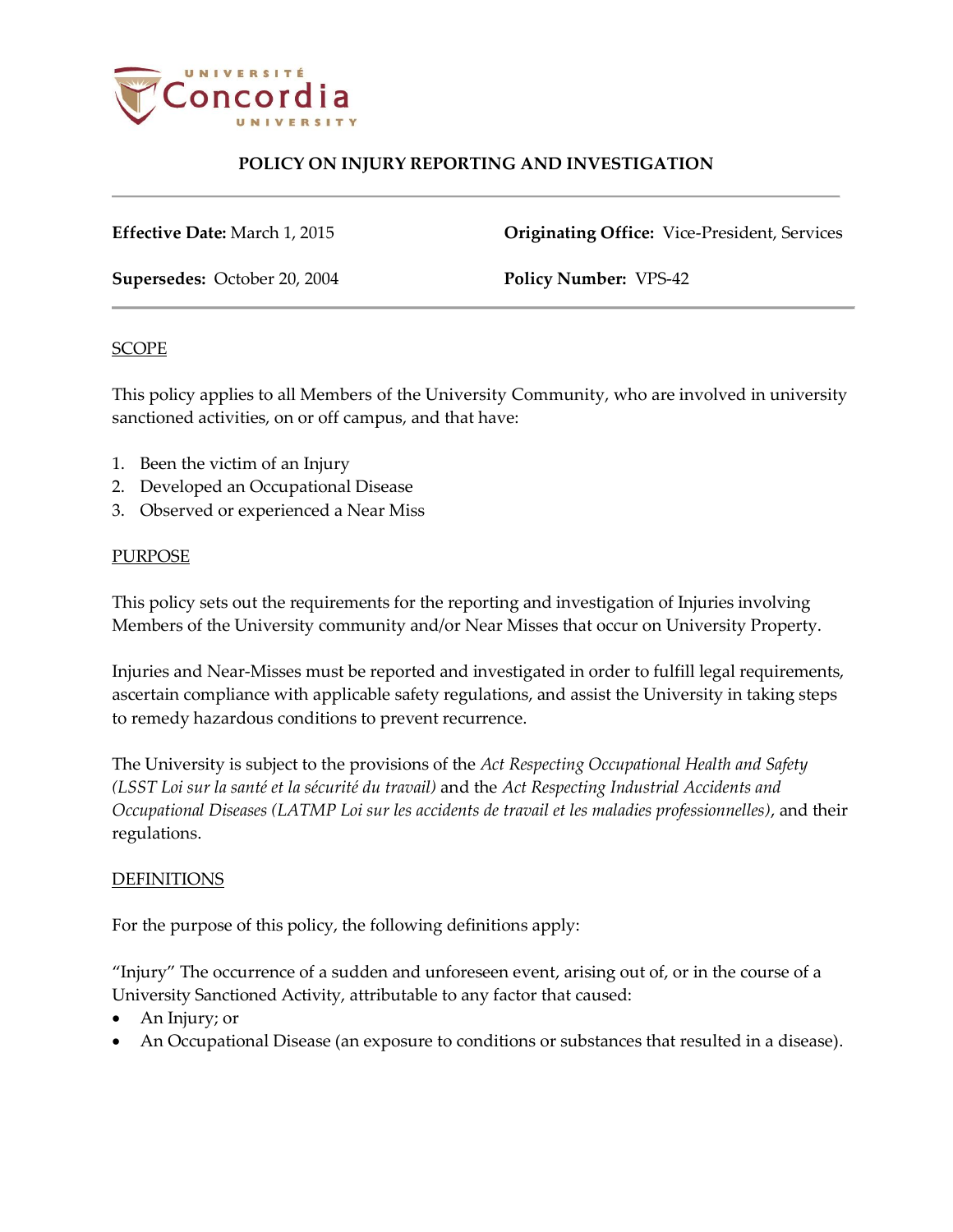# POLICY ON INJURY REPORTING AND INVESTIGATION

**Effective Date:** March 1, 2015

**Originating Office:** Vice-President, Services

**Supersedes:** October 20, 2004

**Policy Number:** VPS-42

## SCOPE

This policy applies to all Members of the University Community, who are involved in university sanctioned activities, on or off campus, and that have:

1. Been the victim of an Injury
2. Developed an Occupational Disease
3. Observed or experienced a Near Miss

## PURPOSE

This policy sets out the requirements for the reporting and investigation of Injuries involving Members of the University community and/or Near Misses that occur on University Property.

Injuries and Near-Misses must be reported and investigated in order to fulfill legal requirements, ascertain compliance with applicable safety regulations, and assist the University in taking steps to remedy hazardous conditions to prevent recurrence.

The University is subject to the provisions of the *Act Respecting Occupational Health and Safety (LSST Loi sur la santé et la sécurité du travail)* and the *Act Respecting Industrial Accidents and Occupational Diseases (LATMP Loi sur les accidents de travail et les maladies professionnelles)*, and their regulations.

## DEFINITIONS

For the purpose of this policy, the following definitions apply:

"Injury" The occurrence of a sudden and unforeseen event, arising out of, or in the course of a University Sanctioned Activity, attributable to any factor that caused:

- An Injury; or
- An Occupational Disease (an exposure to conditions or substances that resulted in a disease).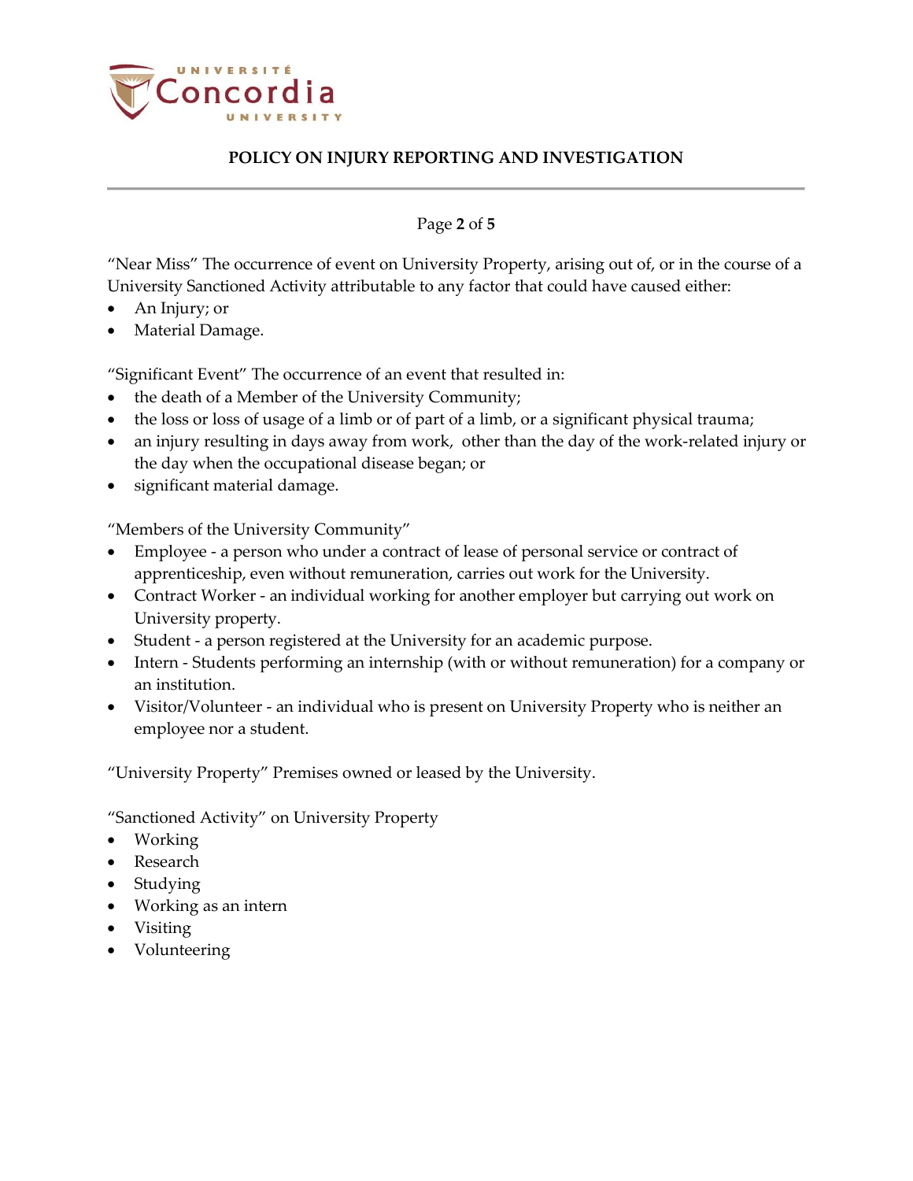"Near Miss" The occurrence of event on University Property, arising out of, or in the course of a University Sanctioned Activity attributable to any factor that could have caused either:

- An Injury; or
- Material Damage.

"Significant Event" The occurrence of an event that resulted in:

- the death of a Member of the University Community;
- the loss or loss of usage of a limb or of part of a limb, or a significant physical trauma;
- an injury resulting in days away from work, other than the day of the work-related injury or the day when the occupational disease began; or
- significant material damage.

"Members of the University Community"

- Employee - a person who under a contract of lease of personal service or contract of apprenticeship, even without remuneration, carries out work for the University.
- Contract Worker - an individual working for another employer but carrying out work on University property.
- Student - a person registered at the University for an academic purpose.
- Intern - Students performing an internship (with or without remuneration) for a company or an institution.
- Visitor/Volunteer - an individual who is present on University Property who is neither an employee nor a student.

"University Property" Premises owned or leased by the University.

"Sanctioned Activity" on University Property

- Working
- Research
- Studying
- Working as an intern
- Visiting
- Volunteering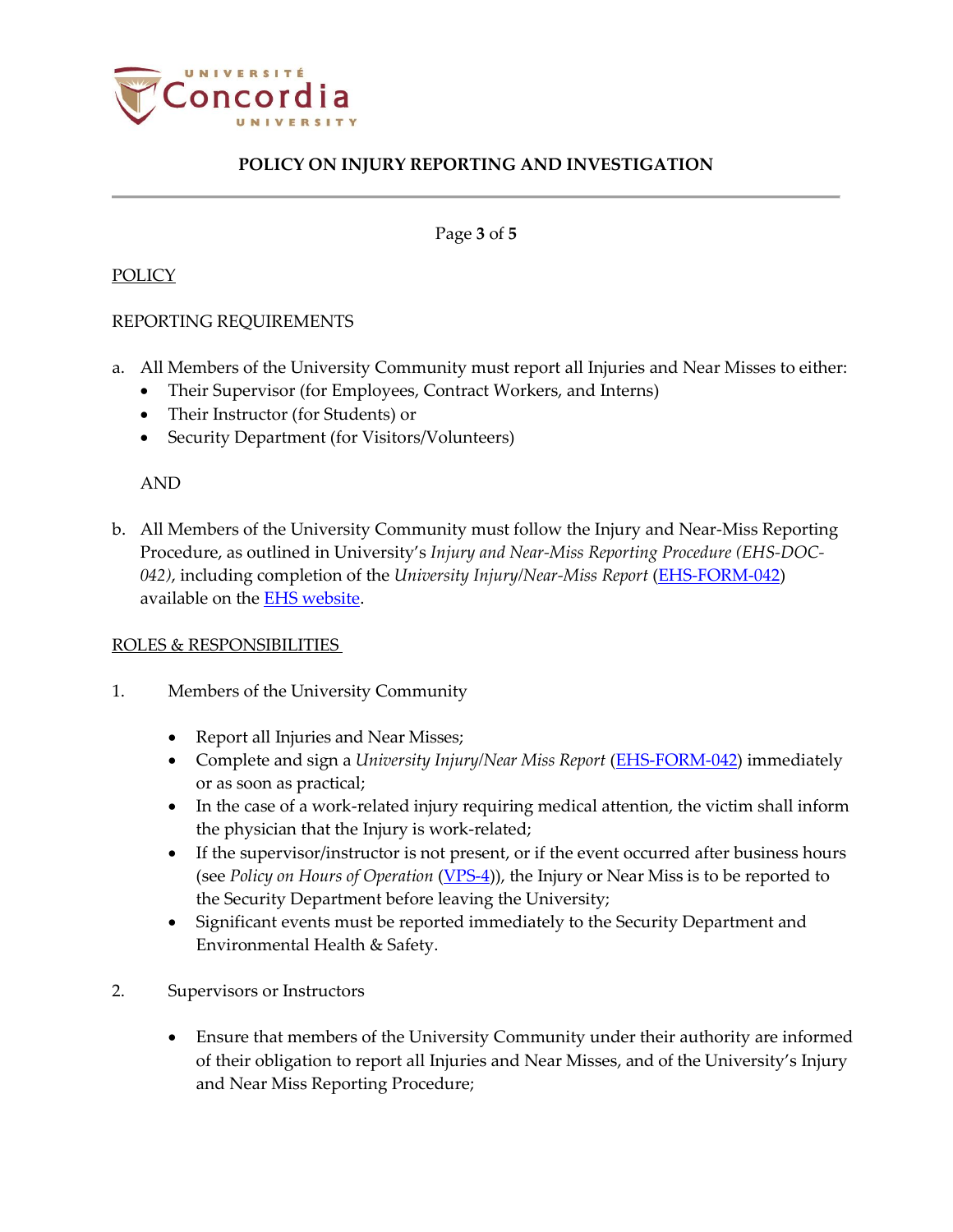POLICY

REPORTING REQUIREMENTS

a. All Members of the University Community must report all Injuries and Near Misses to either:
   - Their Supervisor (for Employees, Contract Workers, and Interns)
   - Their Instructor (for Students) or
   - Security Department (for Visitors/Volunteers)

   AND

b. All Members of the University Community must follow the Injury and Near-Miss Reporting Procedure, as outlined in University's *Injury and Near-Miss Reporting Procedure (EHS-DOC-042)*, including completion of the *University Injury/Near-Miss Report* (EHS-FORM-042) available on the EHS website.

ROLES & RESPONSIBILITIES

1. Members of the University Community

   - Report all Injuries and Near Misses;
   - Complete and sign a *University Injury/Near Miss Report* (EHS-FORM-042) immediately or as soon as practical;
   - In the case of a work-related injury requiring medical attention, the victim shall inform the physician that the Injury is work-related;
   - If the supervisor/instructor is not present, or if the event occurred after business hours (see *Policy on Hours of Operation* (VPS-4)), the Injury or Near Miss is to be reported to the Security Department before leaving the University;
   - Significant events must be reported immediately to the Security Department and Environmental Health & Safety.

2. Supervisors or Instructors

   - Ensure that members of the University Community under their authority are informed of their obligation to report all Injuries and Near Misses, and of the University's Injury and Near Miss Reporting Procedure;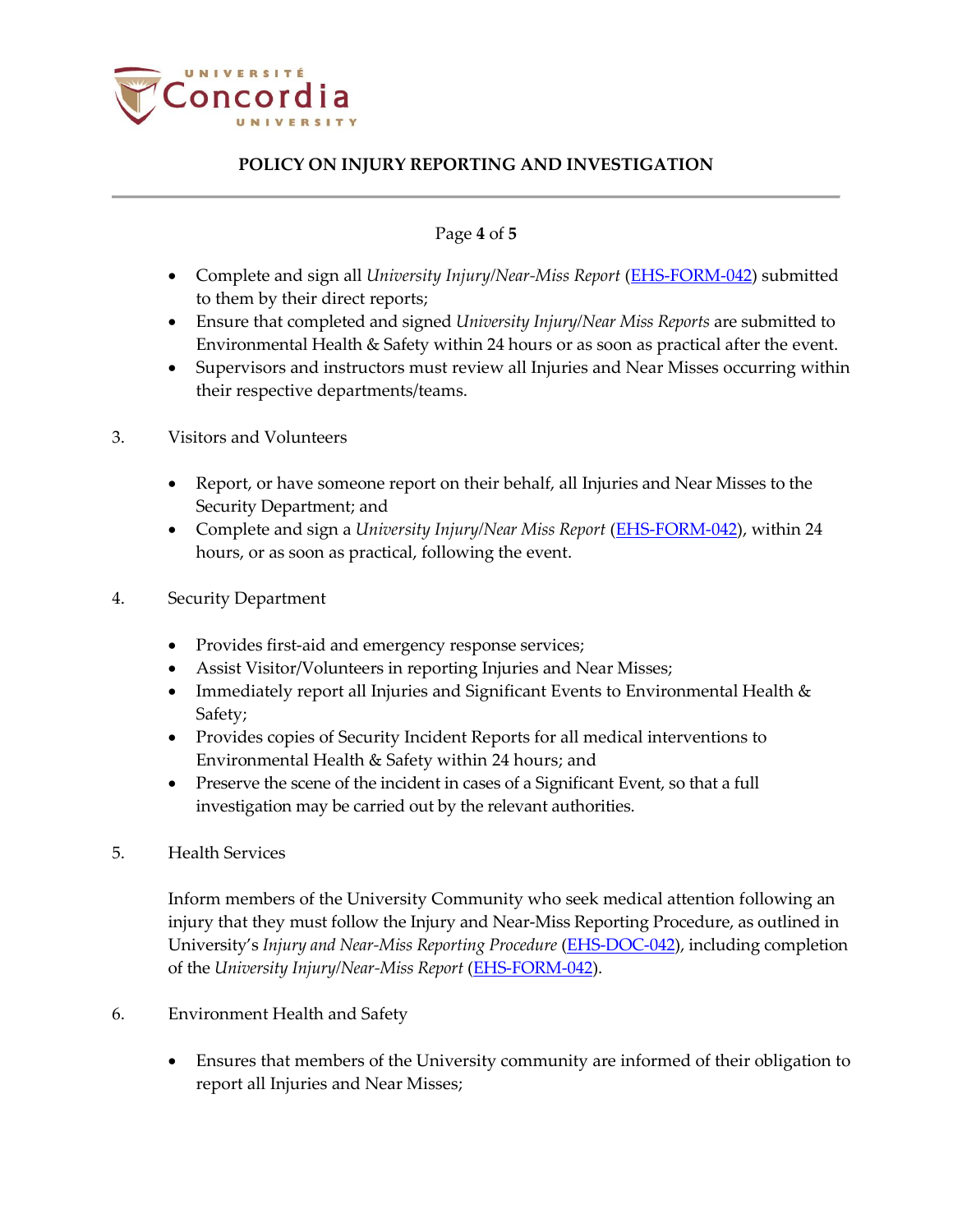- Complete and sign all *University Injury/Near-Miss Report* (EHS-FORM-042) submitted to them by their direct reports;
- Ensure that completed and signed *University Injury/Near Miss Reports* are submitted to Environmental Health & Safety within 24 hours or as soon as practical after the event.
- Supervisors and instructors must review all Injuries and Near Misses occurring within their respective departments/teams.

3. Visitors and Volunteers

- Report, or have someone report on their behalf, all Injuries and Near Misses to the Security Department; and
- Complete and sign a *University Injury/Near Miss Report* (EHS-FORM-042), within 24 hours, or as soon as practical, following the event.

4. Security Department

- Provides first-aid and emergency response services;
- Assist Visitor/Volunteers in reporting Injuries and Near Misses;
- Immediately report all Injuries and Significant Events to Environmental Health & Safety;
- Provides copies of Security Incident Reports for all medical interventions to Environmental Health & Safety within 24 hours; and
- Preserve the scene of the incident in cases of a Significant Event, so that a full investigation may be carried out by the relevant authorities.

5. Health Services

Inform members of the University Community who seek medical attention following an injury that they must follow the Injury and Near-Miss Reporting Procedure, as outlined in University's *Injury and Near-Miss Reporting Procedure* (EHS-DOC-042), including completion of the *University Injury/Near-Miss Report* (EHS-FORM-042).

6. Environment Health and Safety

- Ensures that members of the University community are informed of their obligation to report all Injuries and Near Misses;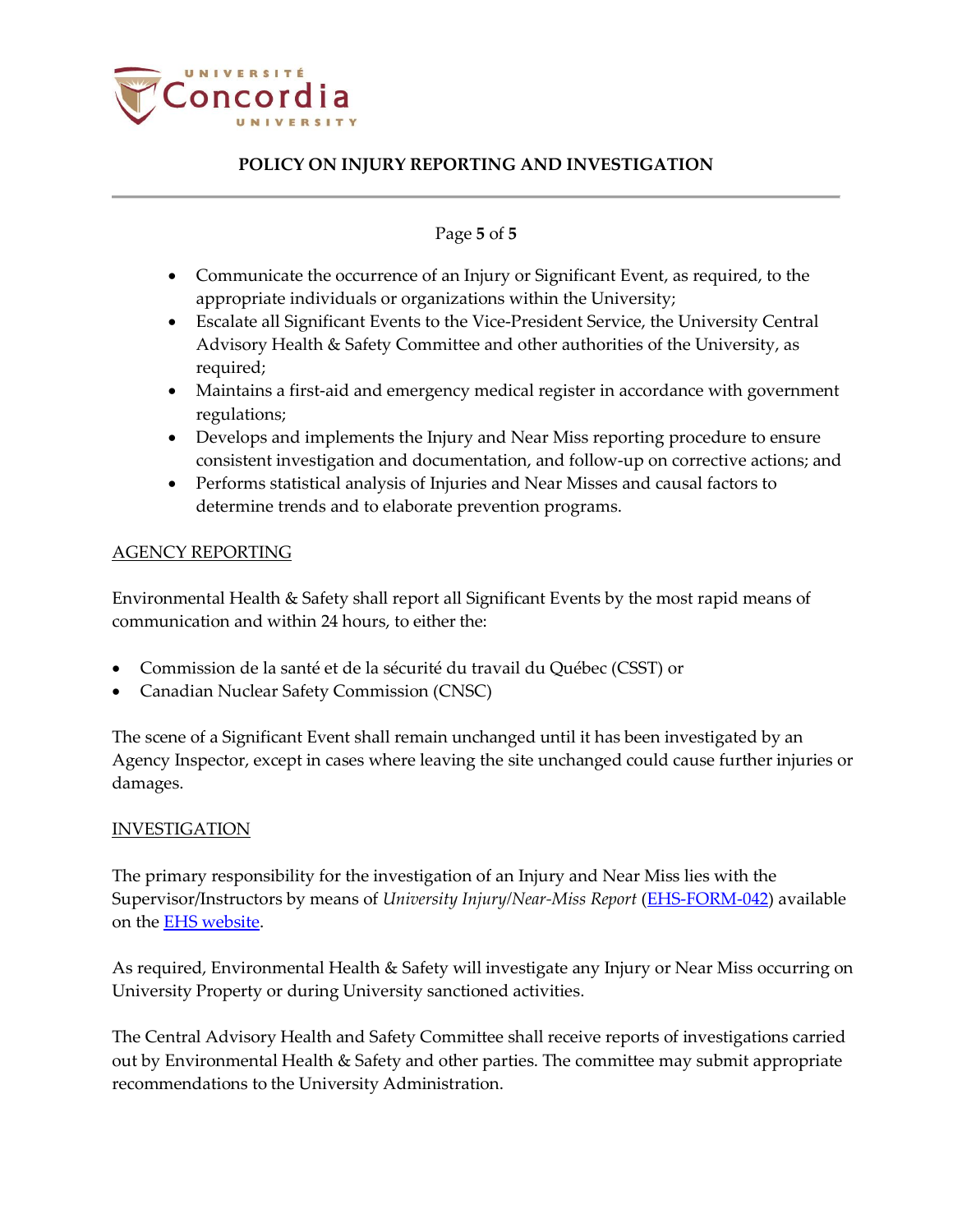- Communicate the occurrence of an Injury or Significant Event, as required, to the appropriate individuals or organizations within the University;
- Escalate all Significant Events to the Vice-President Service, the University Central Advisory Health & Safety Committee and other authorities of the University, as required;
- Maintains a first-aid and emergency medical register in accordance with government regulations;
- Develops and implements the Injury and Near Miss reporting procedure to ensure consistent investigation and documentation, and follow-up on corrective actions; and
- Performs statistical analysis of Injuries and Near Misses and causal factors to determine trends and to elaborate prevention programs.

## AGENCY REPORTING

Environmental Health & Safety shall report all Significant Events by the most rapid means of communication and within 24 hours, to either the:

- Commission de la santé et de la sécurité du travail du Québec (CSST) or
- Canadian Nuclear Safety Commission (CNSC)

The scene of a Significant Event shall remain unchanged until it has been investigated by an Agency Inspector, except in cases where leaving the site unchanged could cause further injuries or damages.

## INVESTIGATION

The primary responsibility for the investigation of an Injury and Near Miss lies with the Supervisor/Instructors by means of *University Injury/Near-Miss Report* (EHS-FORM-042) available on the EHS website.

As required, Environmental Health & Safety will investigate any Injury or Near Miss occurring on University Property or during University sanctioned activities.

The Central Advisory Health and Safety Committee shall receive reports of investigations carried out by Environmental Health & Safety and other parties. The committee may submit appropriate recommendations to the University Administration.